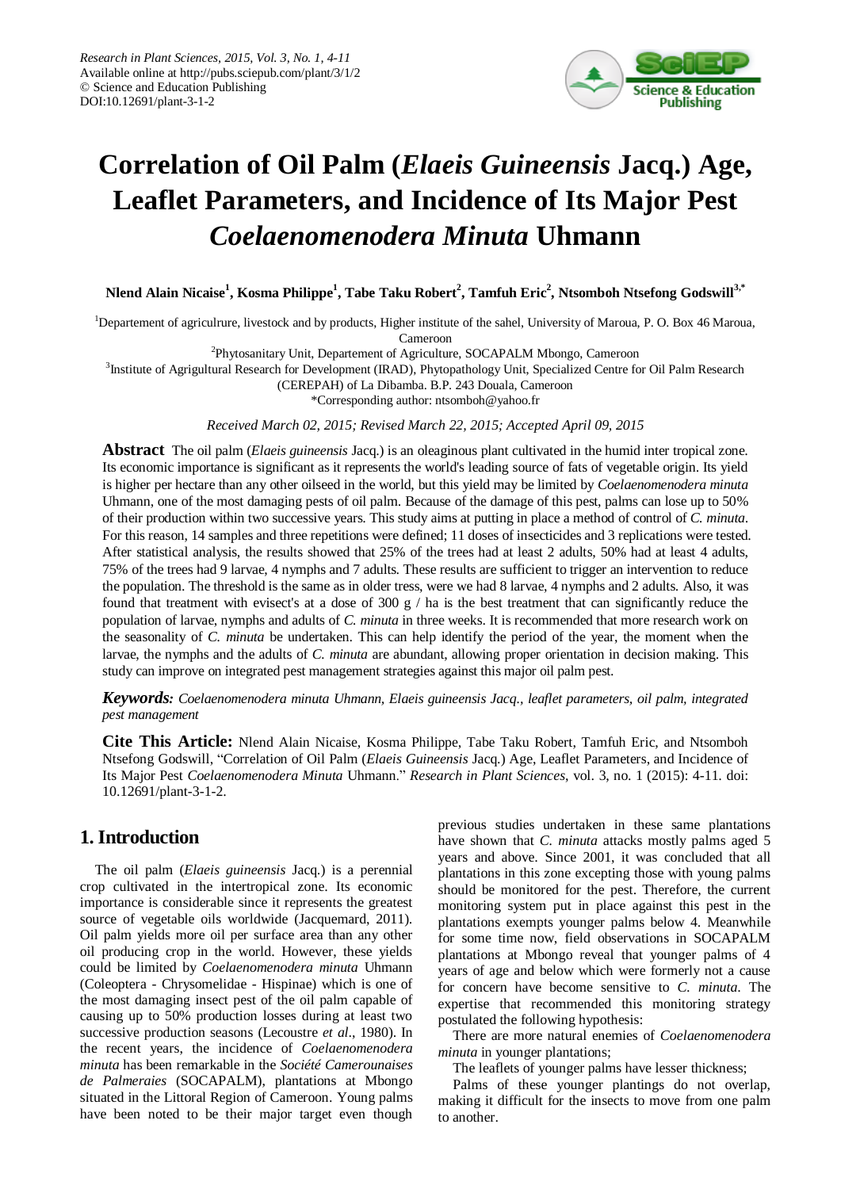Research in Plant Sciences, 2015, Vol. 3, No. 1, 4-11
Available online at http://pubs.sciepub.com/plant/3/1/2
© Science and Education Publishing
DOI:10.12691/plant-3-1-2

# Correlation of Oil Palm (*Elaeis Guineensis* Jacq.) Age, Leaflet Parameters, and Incidence of Its Major Pest *Coelaenomenodera Minuta* Uhmann

**Nlend Alain Nicaise[1], Kosma Philippe[1], Tabe Taku Robert[2], Tamfuh Eric[2], Ntsomboh Ntsefong Godswill[3,*]**

[1]Departement of agriculrure, livestock and by products, Higher institute of the sahel, University of Maroua, P. O. Box 46 Maroua, Cameroon

[2]Phytosanitary Unit, Departement of Agriculture, SOCAPALM Mbongo, Cameroon

[3]Institute of Agrigultural Research for Development (IRAD), Phytopathology Unit, Specialized Centre for Oil Palm Research (CEREPAH) of La Dibamba. B.P. 243 Douala, Cameroon

*Corresponding author: ntsomboh@yahoo.fr

*Received March 02, 2015; Revised March 22, 2015; Accepted April 09, 2015*

**Abstract** The oil palm (*Elaeis guineensis* Jacq.) is an oleaginous plant cultivated in the humid inter tropical zone. Its economic importance is significant as it represents the world's leading source of fats of vegetable origin. Its yield is higher per hectare than any other oilseed in the world, but this yield may be limited by *Coelaenomenodera minuta* Uhmann, one of the most damaging pests of oil palm. Because of the damage of this pest, palms can lose up to 50% of their production within two successive years. This study aims at putting in place a method of control of *C. minuta*. For this reason, 14 samples and three repetitions were defined; 11 doses of insecticides and 3 replications were tested. After statistical analysis, the results showed that 25% of the trees had at least 2 adults, 50% had at least 4 adults, 75% of the trees had 9 larvae, 4 nymphs and 7 adults. These results are sufficient to trigger an intervention to reduce the population. The threshold is the same as in older tress, were we had 8 larvae, 4 nymphs and 2 adults. Also, it was found that treatment with evisect's at a dose of 300 g / ha is the best treatment that can significantly reduce the population of larvae, nymphs and adults of *C. minuta* in three weeks. It is recommended that more research work on the seasonality of *C. minuta* be undertaken. This can help identify the period of the year, the moment when the larvae, the nymphs and the adults of *C. minuta* are abundant, allowing proper orientation in decision making. This study can improve on integrated pest management strategies against this major oil palm pest.

***Keywords:*** *Coelaenomenodera minuta Uhmann, Elaeis guineensis Jacq., leaflet parameters, oil palm, integrated pest management*

**Cite This Article:** Nlend Alain Nicaise, Kosma Philippe, Tabe Taku Robert, Tamfuh Eric, and Ntsomboh Ntsefong Godswill, "Correlation of Oil Palm (*Elaeis Guineensis* Jacq.) Age, Leaflet Parameters, and Incidence of Its Major Pest *Coelaenomenodera Minuta* Uhmann." *Research in Plant Sciences*, vol. 3, no. 1 (2015): 4-11. doi: 10.12691/plant-3-1-2.

## 1. Introduction

The oil palm (*Elaeis guineensis* Jacq.) is a perennial crop cultivated in the intertropical zone. Its economic importance is considerable since it represents the greatest source of vegetable oils worldwide (Jacquemard, 2011). Oil palm yields more oil per surface area than any other oil producing crop in the world. However, these yields could be limited by *Coelaenomenodera minuta* Uhmann (Coleoptera - Chrysomelidae - Hispinae) which is one of the most damaging insect pest of the oil palm capable of causing up to 50% production losses during at least two successive production seasons (Lecoustre *et al*., 1980). In the recent years, the incidence of *Coelaenomenodera minuta* has been remarkable in the *Société Camerounaises de Palmeraies* (SOCAPALM), plantations at Mbongo situated in the Littoral Region of Cameroon. Young palms have been noted to be their major target even though previous studies undertaken in these same plantations have shown that *C. minuta* attacks mostly palms aged 5 years and above. Since 2001, it was concluded that all plantations in this zone excepting those with young palms should be monitored for the pest. Therefore, the current monitoring system put in place against this pest in the plantations exempts younger palms below 4. Meanwhile for some time now, field observations in SOCAPALM plantations at Mbongo reveal that younger palms of 4 years of age and below which were formerly not a cause for concern have become sensitive to *C. minuta*. The expertise that recommended this monitoring strategy postulated the following hypothesis:

There are more natural enemies of *Coelaenomenodera minuta* in younger plantations;

The leaflets of younger palms have lesser thickness;

Palms of these younger plantings do not overlap, making it difficult for the insects to move from one palm to another.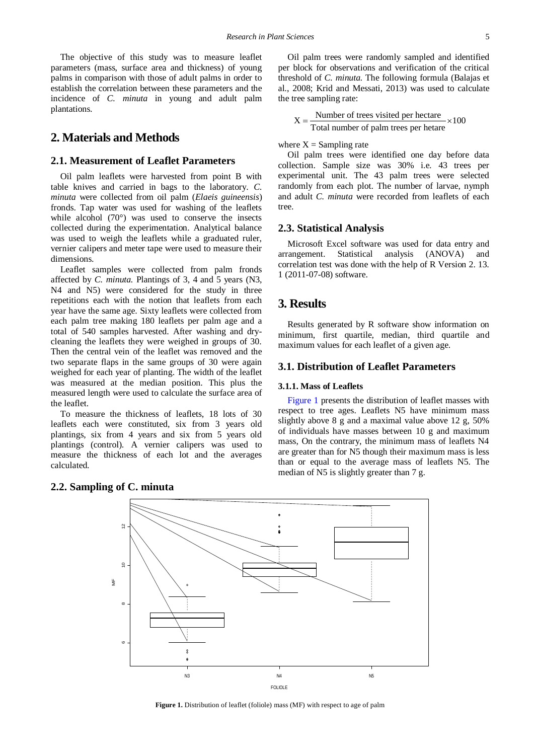The objective of this study was to measure leaflet parameters (mass, surface area and thickness) of young palms in comparison with those of adult palms in order to establish the correlation between these parameters and the incidence of *C. minuta* in young and adult palm plantations.

## 2. Materials and Methods

### 2.1. Measurement of Leaflet Parameters

Oil palm leaflets were harvested from point B with table knives and carried in bags to the laboratory. *C. minuta* were collected from oil palm (*Elaeis guineensis*) fronds. Tap water was used for washing of the leaflets while alcohol (70°) was used to conserve the insects collected during the experimentation. Analytical balance was used to weigh the leaflets while a graduated ruler, vernier calipers and meter tape were used to measure their dimensions.

Leaflet samples were collected from palm fronds affected by *C. minuta.* Plantings of 3, 4 and 5 years (N3, N4 and N5) were considered for the study in three repetitions each with the notion that leaflets from each year have the same age. Sixty leaflets were collected from each palm tree making 180 leaflets per palm age and a total of 540 samples harvested. After washing and dry-cleaning the leaflets they were weighed in groups of 30. Then the central vein of the leaflet was removed and the two separate flaps in the same groups of 30 were again weighed for each year of planting. The width of the leaflet was measured at the median position. This plus the measured length were used to calculate the surface area of the leaflet.

To measure the thickness of leaflets, 18 lots of 30 leaflets each were constituted, six from 3 years old plantings, six from 4 years and six from 5 years old plantings (control). A vernier calipers was used to measure the thickness of each lot and the averages calculated.

### 2.2. Sampling of C. minuta

Oil palm trees were randomly sampled and identified per block for observations and verification of the critical threshold of *C. minuta*. The following formula (Balajas et al., 2008; Krid and Messati, 2013) was used to calculate the tree sampling rate:

$$X = \frac{\text{Number of trees visited per hectare}}{\text{Total number of palm trees per hetare}} \times 100$$

where X = Sampling rate

Oil palm trees were identified one day before data collection. Sample size was 30% i.e. 43 trees per experimental unit. The 43 palm trees were selected randomly from each plot. The number of larvae, nymph and adult *C. minuta* were recorded from leaflets of each tree.

### 2.3. Statistical Analysis

Microsoft Excel software was used for data entry and arrangement. Statistical analysis (ANOVA) and correlation test was done with the help of R Version 2. 13. 1 (2011-07-08) software.

## 3. Results

Results generated by R software show information on minimum, first quartile, median, third quartile and maximum values for each leaflet of a given age.

### 3.1. Distribution of Leaflet Parameters

#### 3.1.1. Mass of Leaflets

Figure 1 presents the distribution of leaflet masses with respect to tree ages. Leaflets N5 have minimum mass slightly above 8 g and a maximal value above 12 g, 50% of individuals have masses between 10 g and maximum mass, On the contrary, the minimum mass of leaflets N4 are greater than for N5 though their maximum mass is less than or equal to the average mass of leaflets N5. The median of N5 is slightly greater than 7 g.

MF
6
8
10
12
N3
N4
N5
FOLIOLE

**Figure 1.** Distribution of leaflet (foliole) mass (MF) with respect to age of palm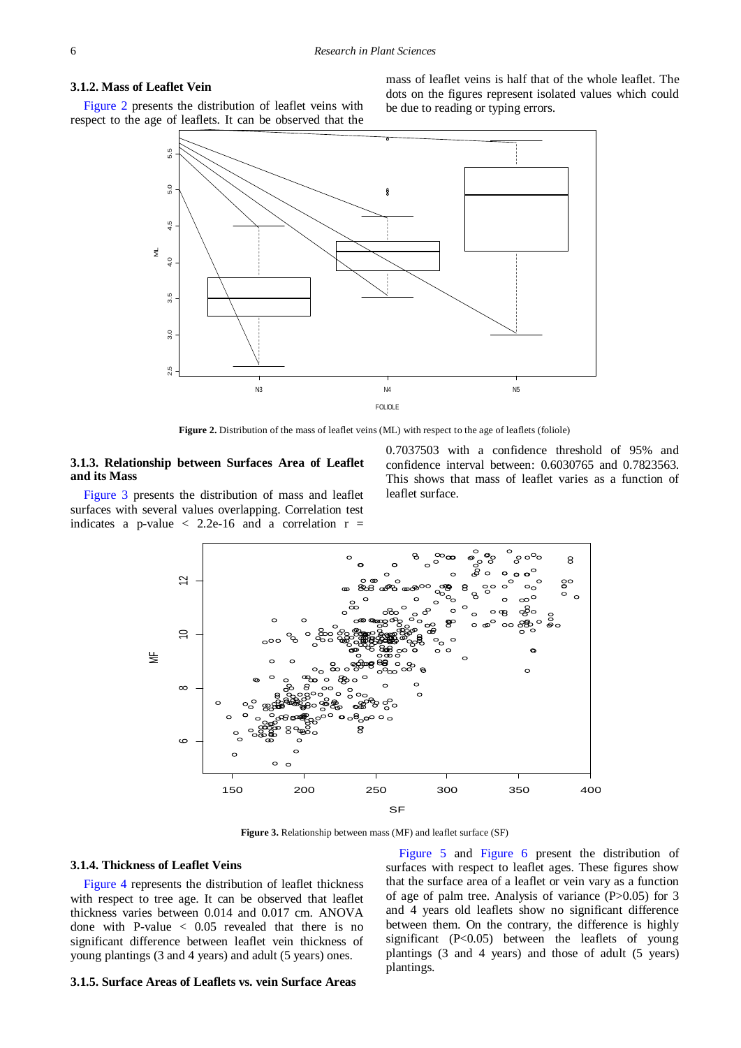### 3.1.2. Mass of Leaflet Vein

Figure 2 presents the distribution of leaflet veins with respect to the age of leaflets. It can be observed that the mass of leaflet veins is half that of the whole leaflet. The dots on the figures represent isolated values which could be due to reading or typing errors.

ML

2.5
3.0
3.5
4.0
4.5
5.0
5.5

N3
N4
N5

FOLIOLE

**Figure 2.** Distribution of the mass of leaflet veins (ML) with respect to the age of leaflets (foliole)

### 3.1.3. Relationship between Surfaces Area of Leaflet and its Mass

Figure 3 presents the distribution of mass and leaflet surfaces with several values overlapping. Correlation test indicates a p-value < 2.2e-16 and a correlation r = 0.7037503 with a confidence threshold of 95% and confidence interval between: 0.6030765 and 0.7823563. This shows that mass of leaflet varies as a function of leaflet surface.

MF

6
8
10
12

150
200
250
300
350
400

SF

**Figure 3.** Relationship between mass (MF) and leaflet surface (SF)

### 3.1.4. Thickness of Leaflet Veins

Figure 4 represents the distribution of leaflet thickness with respect to tree age. It can be observed that leaflet thickness varies between 0.014 and 0.017 cm. ANOVA done with P-value < 0.05 revealed that there is no significant difference between leaflet vein thickness of young plantings (3 and 4 years) and adult (5 years) ones.

### 3.1.5. Surface Areas of Leaflets vs. vein Surface Areas

Figure 5 and Figure 6 present the distribution of surfaces with respect to leaflet ages. These figures show that the surface area of a leaflet or vein vary as a function of age of palm tree. Analysis of variance (P>0.05) for 3 and 4 years old leaflets show no significant difference between them. On the contrary, the difference is highly significant (P<0.05) between the leaflets of young plantings (3 and 4 years) and those of adult (5 years) plantings.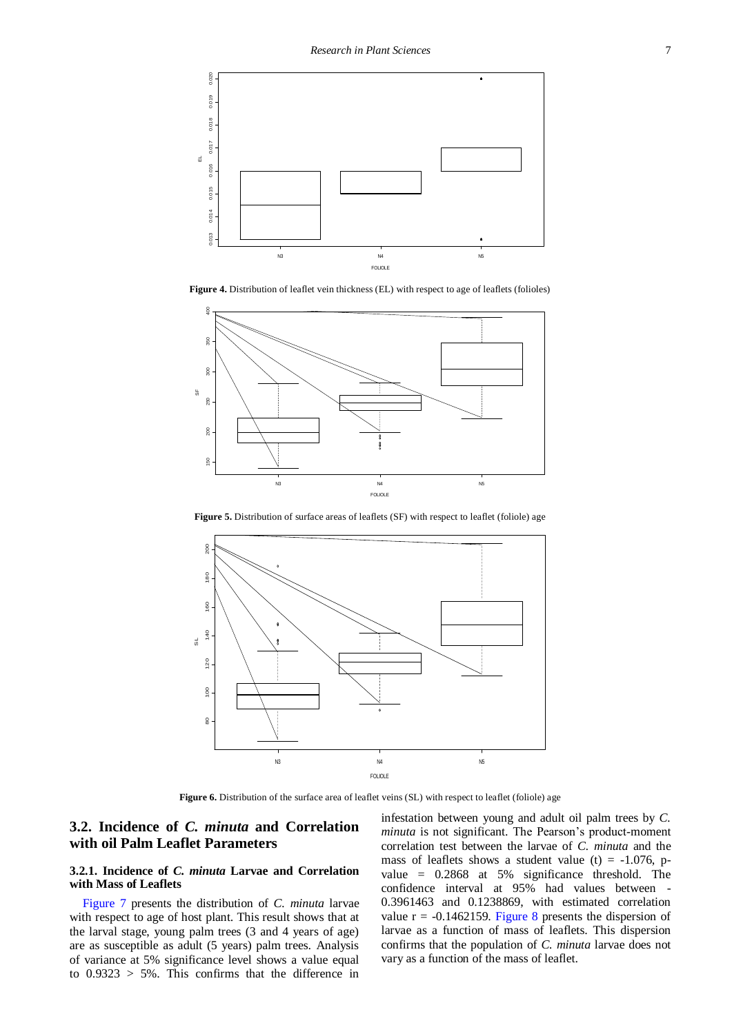Figure 4. Distribution of leaflet vein thickness (EL) with respect to age of leaflets (folioles)

Figure 5. Distribution of surface areas of leaflets (SF) with respect to leaflet (foliole) age

Figure 6. Distribution of the surface area of leaflet veins (SL) with respect to leaflet (foliole) age

## 3.2. Incidence of *C. minuta* and Correlation with oil Palm Leaflet Parameters

### 3.2.1. Incidence of *C. minuta* Larvae and Correlation with Mass of Leaflets

Figure 7 presents the distribution of *C. minuta* larvae with respect to age of host plant. This result shows that at the larval stage, young palm trees (3 and 4 years of age) are as susceptible as adult (5 years) palm trees. Analysis of variance at 5% significance level shows a value equal to 0.9323 > 5%. This confirms that the difference in infestation between young and adult oil palm trees by *C. minuta* is not significant. The Pearson's product-moment correlation test between the larvae of *C. minuta* and the mass of leaflets shows a student value (t) = -1.076, p-value = 0.2868 at 5% significance threshold. The confidence interval at 95% had values between -0.3961463 and 0.1238869, with estimated correlation value r = -0.1462159. Figure 8 presents the dispersion of larvae as a function of mass of leaflets. This dispersion confirms that the population of *C. minuta* larvae does not vary as a function of the mass of leaflet.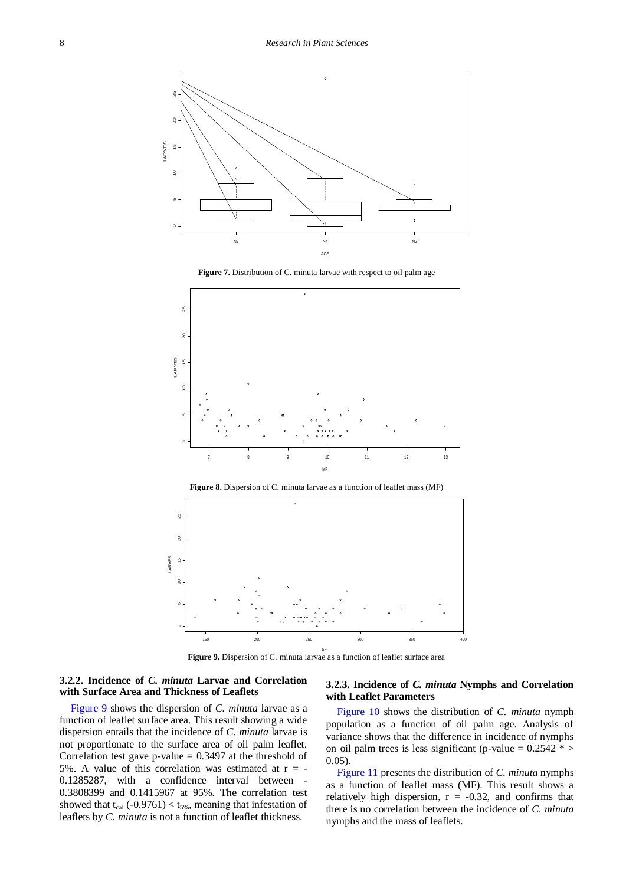LARVES

25

20

15

10

5

0

N3

N4

N5

AGE

**Figure 7.** Distribution of C. minuta larvae with respect to oil palm age

LARVES

25

20

15

10

5

0

7

8

9

10

11

12

13

MF

**Figure 8.** Dispersion of C. minuta larvae as a function of leaflet mass (MF)

LARVES

25

20

15

10

5

0

150

200

250

300

350

400

SF

**Figure 9.** Dispersion of C. minuta larvae as a function of leaflet surface area

### 3.2.2. Incidence of *C. minuta* Larvae and Correlation with Surface Area and Thickness of Leaflets

Figure 9 shows the dispersion of *C. minuta* larvae as a function of leaflet surface area. This result showing a wide dispersion entails that the incidence of *C. minuta* larvae is not proportionate to the surface area of oil palm leaflet. Correlation test gave p-value = 0.3497 at the threshold of 5%. A value of this correlation was estimated at r = -0.1285287, with a confidence interval between -0.3808399 and 0.1415967 at 95%. The correlation test showed that $t_{cal}$ (-0.9761) < $t_{5\%}$, meaning that infestation of leaflets by *C. minuta* is not a function of leaflet thickness.

### 3.2.3. Incidence of *C. minuta* Nymphs and Correlation with Leaflet Parameters

Figure 10 shows the distribution of *C. minuta* nymph population as a function of oil palm age. Analysis of variance shows that the difference in incidence of nymphs on oil palm trees is less significant (p-value = 0.2542 * > 0.05).

Figure 11 presents the distribution of *C. minuta* nymphs as a function of leaflet mass (MF). This result shows a relatively high dispersion, r = -0.32, and confirms that there is no correlation between the incidence of *C. minuta* nymphs and the mass of leaflets.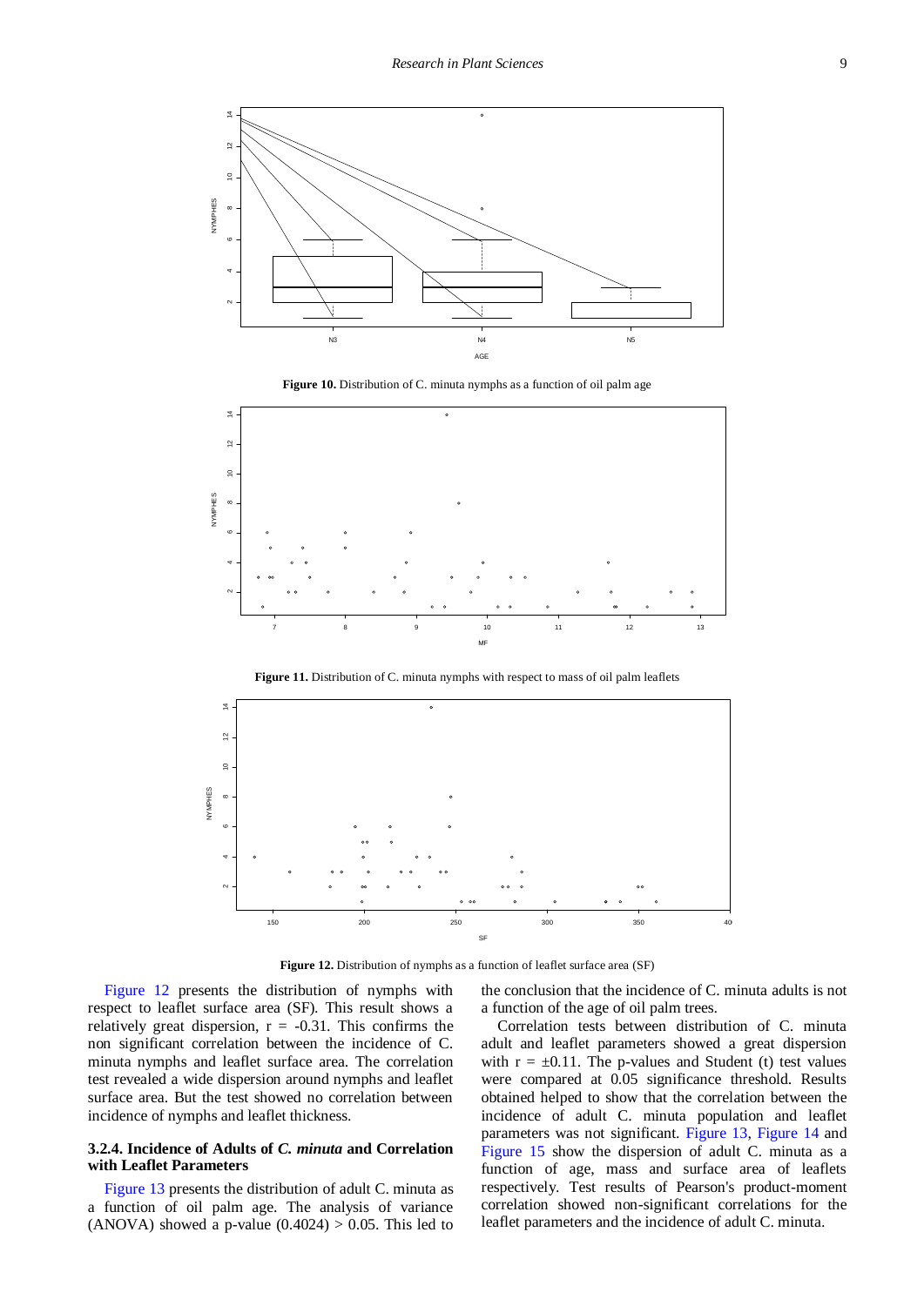NYMPHES

14
12
10
8
6
4
2

N3
N4
N5

AGE

**Figure 10.** Distribution of C. minuta nymphs as a function of oil palm age

NYMPHES

14
12
10
8
6
4
2

7
8
9
10
11
12
13

MF

**Figure 11.** Distribution of C. minuta nymphs with respect to mass of oil palm leaflets

NYMPHES

14
12
10
8
6
4
2

150
200
250
300
350
40

SF

**Figure 12.** Distribution of nymphs as a function of leaflet surface area (SF)

Figure 12 presents the distribution of nymphs with respect to leaflet surface area (SF). This result shows a relatively great dispersion, $r = -0.31$. This confirms the non significant correlation between the incidence of C. minuta nymphs and leaflet surface area. The correlation test revealed a wide dispersion around nymphs and leaflet surface area. But the test showed no correlation between incidence of nymphs and leaflet thickness.

#### 3.2.4. Incidence of Adults of *C. minuta* and Correlation with Leaflet Parameters

Figure 13 presents the distribution of adult C. minuta as a function of oil palm age. The analysis of variance (ANOVA) showed a p-value $(0.4024) > 0.05$. This led to the conclusion that the incidence of C. minuta adults is not a function of the age of oil palm trees.

Correlation tests between distribution of C. minuta adult and leaflet parameters showed a great dispersion with $r = \pm 0.11$. The p-values and Student (t) test values were compared at 0.05 significance threshold. Results obtained helped to show that the correlation between the incidence of adult C. minuta population and leaflet parameters was not significant. Figure 13, Figure 14 and Figure 15 show the dispersion of adult C. minuta as a function of age, mass and surface area of leaflets respectively. Test results of Pearson's product-moment correlation showed non-significant correlations for the leaflet parameters and the incidence of adult C. minuta.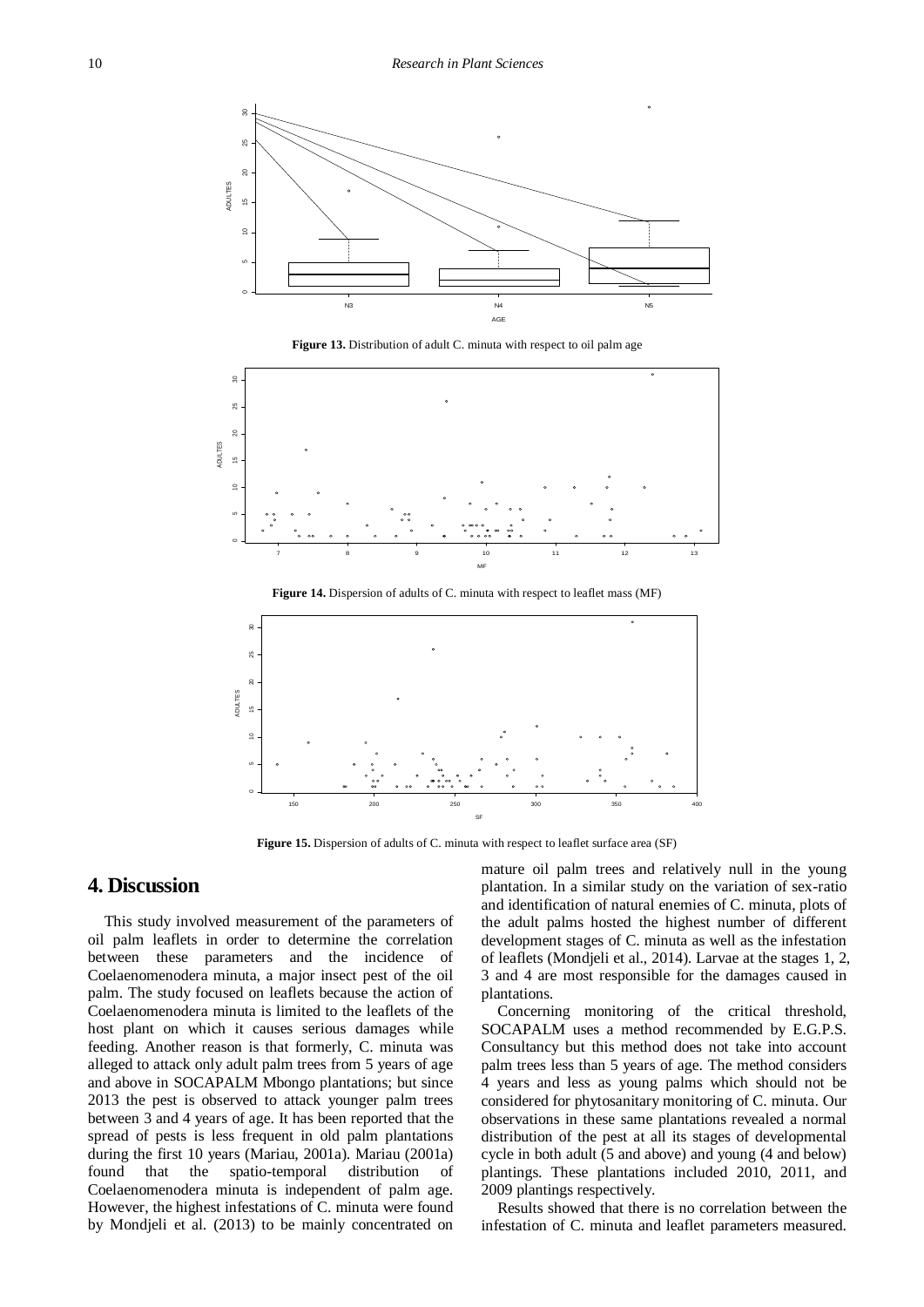ADULTES

30
25
20
15
10
5
0

N3
N4
N5

AGE

**Figure 13.** Distribution of adult C. minuta with respect to oil palm age

ADULTES

30
25
20
15
10
5
0

7
8
9
10
11
12
13

MF

**Figure 14.** Dispersion of adults of C. minuta with respect to leaflet mass (MF)

ADULTES

30
25
20
15
10
5
0

150
200
250
300
350
400

SF

**Figure 15.** Dispersion of adults of C. minuta with respect to leaflet surface area (SF)

## 4. Discussion

This study involved measurement of the parameters of oil palm leaflets in order to determine the correlation between these parameters and the incidence of Coelaenomenodera minuta, a major insect pest of the oil palm. The study focused on leaflets because the action of Coelaenomenodera minuta is limited to the leaflets of the host plant on which it causes serious damages while feeding. Another reason is that formerly, C. minuta was alleged to attack only adult palm trees from 5 years of age and above in SOCAPALM Mbongo plantations; but since 2013 the pest is observed to attack younger palm trees between 3 and 4 years of age. It has been reported that the spread of pests is less frequent in old palm plantations during the first 10 years (Mariau, 2001a). Mariau (2001a) found that the spatio-temporal distribution of Coelaenomenodera minuta is independent of palm age. However, the highest infestations of C. minuta were found by Mondjeli et al. (2013) to be mainly concentrated on mature oil palm trees and relatively null in the young plantation. In a similar study on the variation of sex-ratio and identification of natural enemies of C. minuta, plots of the adult palms hosted the highest number of different development stages of C. minuta as well as the infestation of leaflets (Mondjeli et al., 2014). Larvae at the stages 1, 2, 3 and 4 are most responsible for the damages caused in plantations.

Concerning monitoring of the critical threshold, SOCAPALM uses a method recommended by E.G.P.S. Consultancy but this method does not take into account palm trees less than 5 years of age. The method considers 4 years and less as young palms which should not be considered for phytosanitary monitoring of C. minuta. Our observations in these same plantations revealed a normal distribution of the pest at all its stages of developmental cycle in both adult (5 and above) and young (4 and below) plantings. These plantations included 2010, 2011, and 2009 plantings respectively.

Results showed that there is no correlation between the infestation of C. minuta and leaflet parameters measured.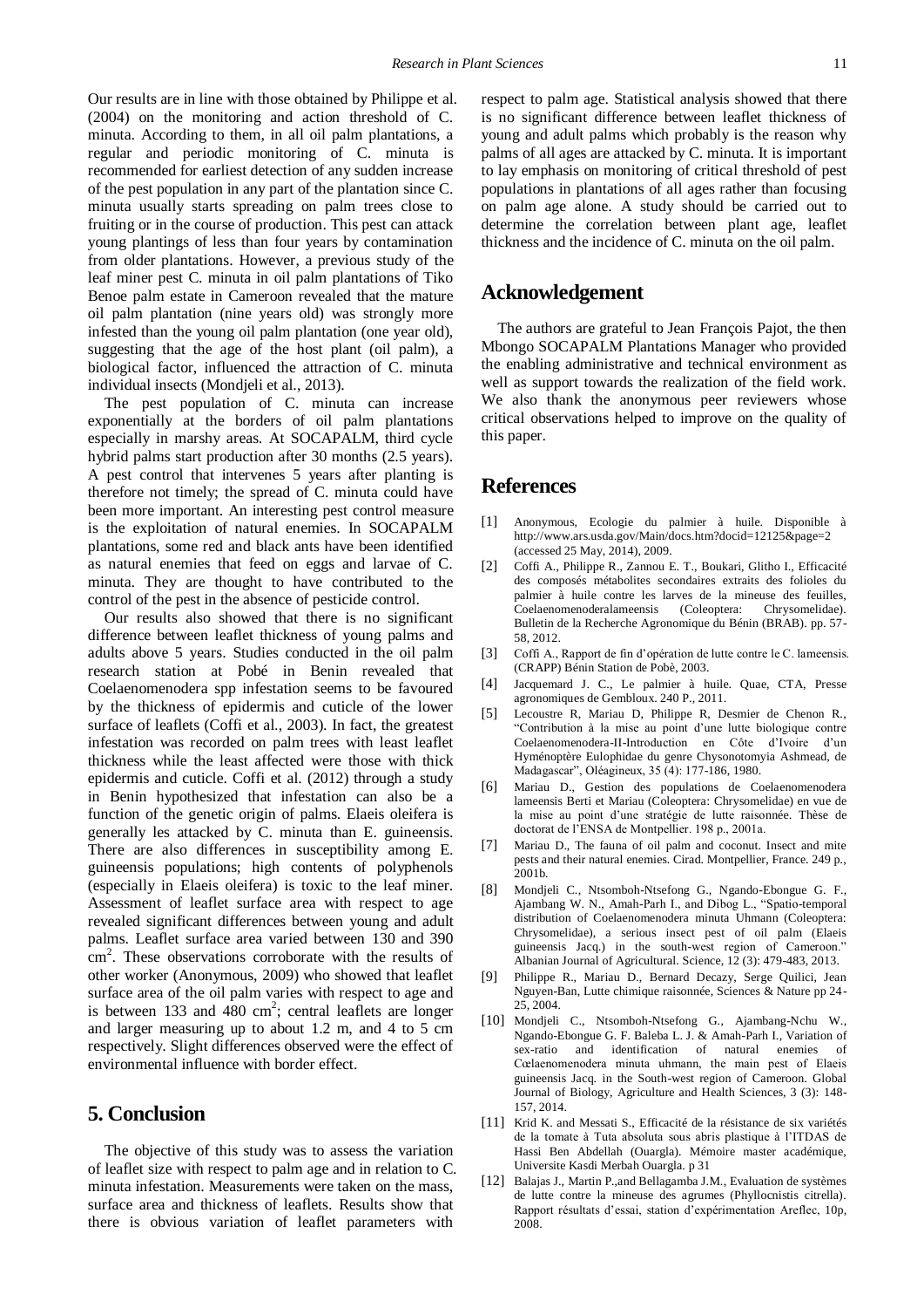Our results are in line with those obtained by Philippe et al. (2004) on the monitoring and action threshold of C. minuta. According to them, in all oil palm plantations, a regular and periodic monitoring of C. minuta is recommended for earliest detection of any sudden increase of the pest population in any part of the plantation since C. minuta usually starts spreading on palm trees close to fruiting or in the course of production. This pest can attack young plantings of less than four years by contamination from older plantations. However, a previous study of the leaf miner pest C. minuta in oil palm plantations of Tiko Benoe palm estate in Cameroon revealed that the mature oil palm plantation (nine years old) was strongly more infested than the young oil palm plantation (one year old), suggesting that the age of the host plant (oil palm), a biological factor, influenced the attraction of C. minuta individual insects (Mondjeli et al., 2013).

The pest population of C. minuta can increase exponentially at the borders of oil palm plantations especially in marshy areas. At SOCAPALM, third cycle hybrid palms start production after 30 months (2.5 years). A pest control that intervenes 5 years after planting is therefore not timely; the spread of C. minuta could have been more important. An interesting pest control measure is the exploitation of natural enemies. In SOCAPALM plantations, some red and black ants have been identified as natural enemies that feed on eggs and larvae of C. minuta. They are thought to have contributed to the control of the pest in the absence of pesticide control.

Our results also showed that there is no significant difference between leaflet thickness of young palms and adults above 5 years. Studies conducted in the oil palm research station at Pobé in Benin revealed that Coelaenomenodera spp infestation seems to be favoured by the thickness of epidermis and cuticle of the lower surface of leaflets (Coffi et al., 2003). In fact, the greatest infestation was recorded on palm trees with least leaflet thickness while the least affected were those with thick epidermis and cuticle. Coffi et al. (2012) through a study in Benin hypothesized that infestation can also be a function of the genetic origin of palms. Elaeis oleifera is generally les attacked by C. minuta than E. guineensis. There are also differences in susceptibility among E. guineensis populations; high contents of polyphenols (especially in Elaeis oleifera) is toxic to the leaf miner. Assessment of leaflet surface area with respect to age revealed significant differences between young and adult palms. Leaflet surface area varied between 130 and 390 $cm^2$. These observations corroborate with the results of other worker (Anonymous, 2009) who showed that leaflet surface area of the oil palm varies with respect to age and is between 133 and 480 $cm^2$; central leaflets are longer and larger measuring up to about 1.2 m, and 4 to 5 cm respectively. Slight differences observed were the effect of environmental influence with border effect.

## 5. Conclusion

The objective of this study was to assess the variation of leaflet size with respect to palm age and in relation to C. minuta infestation. Measurements were taken on the mass, surface area and thickness of leaflets. Results show that there is obvious variation of leaflet parameters with respect to palm age. Statistical analysis showed that there is no significant difference between leaflet thickness of young and adult palms which probably is the reason why palms of all ages are attacked by C. minuta. It is important to lay emphasis on monitoring of critical threshold of pest populations in plantations of all ages rather than focusing on palm age alone. A study should be carried out to determine the correlation between plant age, leaflet thickness and the incidence of C. minuta on the oil palm.

## Acknowledgement

The authors are grateful to Jean François Pajot, the then Mbongo SOCAPALM Plantations Manager who provided the enabling administrative and technical environment as well as support towards the realization of the field work. We also thank the anonymous peer reviewers whose critical observations helped to improve on the quality of this paper.

## References

[1] Anonymous, Ecologie du palmier à huile. Disponible à http://www.ars.usda.gov/Main/docs.htm?docid=12125&page=2 (accessed 25 May, 2014), 2009.

[2] Coffi A., Philippe R., Zannou E. T., Boukari, Glitho I., Efficacité des composés métabolites secondaires extraits des folioles du palmier à huile contre les larves de la mineuse des feuilles, Coelaenomenoderalameensis (Coleoptera: Chrysomelidae). Bulletin de la Recherche Agronomique du Bénin (BRAB). pp. 57-58, 2012.

[3] Coffi A., Rapport de fin d'opération de lutte contre le C. lameensis. (CRAPP) Bénin Station de Pobè, 2003.

[4] Jacquemard J. C., Le palmier à huile. Quae, CTA, Presse agronomiques de Gembloux. 240 P., 2011.

[5] Lecoustre R, Mariau D, Philippe R, Desmier de Chenon R., "Contribution à la mise au point d'une lutte biologique contre Coelaenomenodera-II-Introduction en Côte d'Ivoire d'un Hyménoptère Eulophidae du genre Chysonotomyia Ashmead, de Madagascar", Oléagineux, 35 (4): 177-186, 1980.

[6] Mariau D., Gestion des populations de Coelaenomenodera lameensis Berti et Mariau (Coleoptera: Chrysomelidae) en vue de la mise au point d'une stratégie de lutte raisonnée. Thèse de doctorat de l'ENSA de Montpellier. 198 p., 2001a.

[7] Mariau D., The fauna of oil palm and coconut. Insect and mite pests and their natural enemies. Cirad. Montpellier, France. 249 p., 2001b.

[8] Mondjeli C., Ntsomboh-Ntsefong G., Ngando-Ebongue G. F., Ajambang W. N., Amah-Parh I., and Dibog L., "Spatio-temporal distribution of Coelaenomenodera minuta Uhmann (Coleoptera: Chrysomelidae), a serious insect pest of oil palm (Elaeis guineensis Jacq.) in the south-west region of Cameroon." Albanian Journal of Agricultural. Science, 12 (3): 479-483, 2013.

[9] Philippe R., Mariau D., Bernard Decazy, Serge Quilici, Jean Nguyen-Ban, Lutte chimique raisonnée, Sciences & Nature pp 24-25, 2004.

[10] Mondjeli C., Ntsomboh-Ntsefong G., Ajambang-Nchu W., Ngando-Ebongue G. F. Baleba L. J. & Amah-Parh I., Variation of sex-ratio and identification of natural enemies of Cœlaenomenodera minuta uhmann, the main pest of Elaeis guineensis Jacq. in the South-west region of Cameroon. Global Journal of Biology, Agriculture and Health Sciences, 3 (3): 148-157, 2014.

[11] Krid K. and Messati S., Efficacité de la résistance de six variétés de la tomate à Tuta absoluta sous abris plastique à l'ITDAS de Hassi Ben Abdellah (Ouargla). Mémoire master académique, Universite Kasdi Merbah Ouargla. p 31

[12] Balajas J., Martin P.,and Bellagamba J.M., Evaluation de systèmes de lutte contre la mineuse des agrumes (Phyllocnistis citrella). Rapport résultats d'essai, station d'expérimentation Areflec, 10p, 2008.